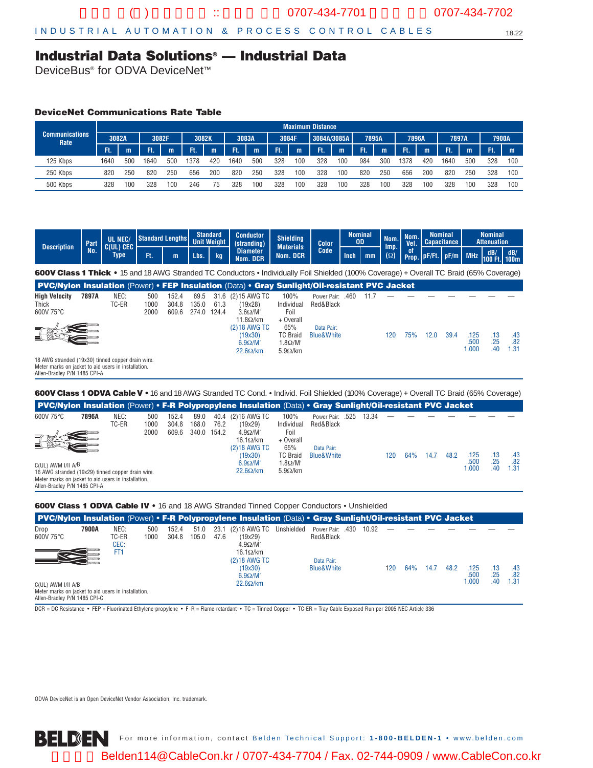# Industrial Data Solutions® — Industrial Data

DeviceBus® for ODVA DeviceNet™

### DeviceNet Communications Rate Table

| Communications Rate | Maximum Distance | | | | | | | | | | | | | | | | | | | |
|---|---|---|---|---|---|---|---|---|---|---|---|---|---|---|---|---|---|---|---|---|
| | 3082A | | 3082F | | 3082K | | 3083A | | 3084F | | 3084A/3085A | | 7895A | | 7896A | | 7897A | | 7900A | |
| | Ft. | m | Ft. | m | Ft. | m | Ft. | m | Ft. | m | Ft. | m | Ft. | m | Ft. | m | Ft. | m | Ft. | m |
| 125 Kbps | 1640 | 500 | 1640 | 500 | 1378 | 420 | 1640 | 500 | 328 | 100 | 328 | 100 | 984 | 300 | 1378 | 420 | 1640 | 500 | 328 | 100 |
| 250 Kbps | 820 | 250 | 820 | 250 | 656 | 200 | 820 | 250 | 328 | 100 | 328 | 100 | 820 | 250 | 656 | 200 | 820 | 250 | 328 | 100 |
| 500 Kbps | 328 | 100 | 328 | 100 | 246 | 75 | 328 | 100 | 328 | 100 | 328 | 100 | 328 | 100 | 328 | 100 | 328 | 100 | 328 | 100 |

| Description | Part No. | UL NEC/ C(UL) CEC Type | Standard Lengths | | Standard Unit Weight | | Conductor (stranding) Diameter Nom. DCR | Shielding Materials Nom. DCR | Color Code | Nominal OD | | Nom. Imp. (Ω) | Nom. Vel. of Prop. | Nominal Capacitance | | Nominal Attenuation | | |
|---|---|---|---|---|---|---|---|---|---|---|---|---|---|---|---|---|---|---|
| | | | Ft. | m | Lbs. | kg | | | | Inch | mm | | | pF/Ft. | pF/m | MHz | dB/100 Ft. | dB/100m |

**600V Class 1 Thick** • 15 and 18 AWG Stranded TC Conductors • Individually Foil Shielded (100% Coverage) + Overall TC Braid (65% Coverage)

**PVC/Nylon Insulation** (Power) • **FEP Insulation** (Data) • **Gray Sunlight/Oil-resistant PVC Jacket**

| Description | Part No. | UL NEC/ C(UL) CEC Type | Ft. | m | Lbs. | kg | Conductor (stranding) Diameter Nom. DCR | Shielding Materials Nom. DCR | Color Code | Inch | mm | Nom. Imp. (Ω) | Nom. Vel. of Prop. | pF/Ft. | pF/m | MHz | dB/100 Ft. | dB/100m |
|---|---|---|---|---|---|---|---|---|---|---|---|---|---|---|---|---|---|---|
| **High Velocity** Thick 600V 75°C | 7897A | NEC: TC-ER | 500<br>1000<br>2000 | 152.4<br>304.8<br>609.6 | 69.5<br>135.0<br>274.0 | 31.6<br>61.3<br>124.4 | (2)15 AWG TC (19x28) 3.6Ω/M′ 11.8Ω/km | 100% Individual Foil + Overall | Power Pair: Red&Black | .460 | 11.7 | — | — | — | — | — | — | — |
| | | | | | | | (2)18 AWG TC (19x30) 6.9Ω/M′ 22.6Ω/km | 65% TC Braid 1.8Ω/M′ 5.9Ω/km | Data Pair: Blue&White | | | 120 | 75% | 12.0 | 39.4 | .125<br>.500<br>1.000 | .13<br>.25<br>.40 | .43<br>.82<br>1.31 |

18 AWG stranded (19x30) tinned copper drain wire.
Meter marks on jacket to aid users in installation.
Allen-Bradley P/N 1485 CPI-A

**600V Class 1 ODVA Cable V** • 16 and 18 AWG Stranded TC Cond. • Individ. Foil Shielded (100% Coverage) + Overall TC Braid (65% Coverage)

**PVC/Nylon Insulation** (Power) • **F-R Polypropylene Insulation** (Data) • **Gray Sunlight/Oil-resistant PVC Jacket**

| Description | Part No. | UL NEC/ C(UL) CEC Type | Ft. | m | Lbs. | kg | Conductor (stranding) Diameter Nom. DCR | Shielding Materials Nom. DCR | Color Code | Inch | mm | Nom. Imp. (Ω) | Nom. Vel. of Prop. | pF/Ft. | pF/m | MHz | dB/100 Ft. | dB/100m |
|---|---|---|---|---|---|---|---|---|---|---|---|---|---|---|---|---|---|---|
| 600V 75°C | 7896A | NEC: TC-ER | 500<br>1000<br>2000 | 152.4<br>304.8<br>609.6 | 89.0<br>168.0<br>340.0 | 40.4<br>76.2<br>154.2 | (2)16 AWG TC (19x29) 4.9Ω/M′ 16.1Ω/km | 100% Individual Foil + Overall | Power Pair: Red&Black | .525 | 13.34 | — | — | — | — | — | — | — |
| | | | | | | | (2)18 AWG TC (19x30) 6.9Ω/M′ 22.6Ω/km | 65% TC Braid 1.8Ω/M′ 5.9Ω/km | Data Pair: Blue&White | | | 120 | 64% | 14.7 | 48.2 | .125<br>.500<br>1.000 | .13<br>.25<br>.40 | .43<br>.82<br>1.31 |

C(UL) AWM I/II A/B
16 AWG stranded (19x29) tinned copper drain wire.
Meter marks on jacket to aid users in installation.
Allen-Bradley P/N 1485 CPI-A

**600V Class 1 ODVA Cable IV** • 16 and 18 AWG Stranded Tinned Copper Conductors • Unshielded

**PVC/Nylon Insulation** (Power) • **F-R Polypropylene Insulation** (Data) • **Gray Sunlight/Oil-resistant PVC Jacket**

| Description | Part No. | UL NEC/ C(UL) CEC Type | Ft. | m | Lbs. | kg | Conductor (stranding) Diameter Nom. DCR | Shielding Materials Nom. DCR | Color Code | Inch | mm | Nom. Imp. (Ω) | Nom. Vel. of Prop. | pF/Ft. | pF/m | MHz | dB/100 Ft. | dB/100m |
|---|---|---|---|---|---|---|---|---|---|---|---|---|---|---|---|---|---|---|
| Drop 600V 75°C | 7900A | NEC: TC-ER CEC: FT1 | 500<br>1000 | 152.4<br>304.8 | 51.0<br>105.0 | 23.1<br>47.6 | (2)16 AWG TC (19x29) 4.9Ω/M′ 16.1Ω/km | Unshielded | Power Pair: Red&Black | .430 | 10.92 | — | — | — | — | — | — | — |
| | | | | | | | (2)18 AWG TC (19x30) 6.9Ω/M′ 22.6Ω/km | | Data Pair: Blue&White | | | 120 | 64% | 14.7 | 48.2 | .125<br>.500<br>1.000 | .13<br>.25<br>.40 | .43<br>.82<br>1.31 |

C(UL) AWM I/II A/B
Meter marks on jacket to aid users in installation.
Allen-Bradley P/N 1485 CPI-C

DCR = DC Resistance • FEP = Fluorinated Ethylene-propylene • F-R = Flame-retardant • TC = Tinned Copper • TC-ER = Tray Cable Exposed Run per 2005 NEC Article 336

ODVA DeviceNet is an Open DeviceNet Vendor Association, Inc. trademark.

BELDEN For more information, contact Belden Technical Support: 1-800-BELDEN-1 • www.belden.com

Belden114@CableCon.kr / 0707-434-7704 / Fax. 02-744-0909 / www.CableCon.co.kr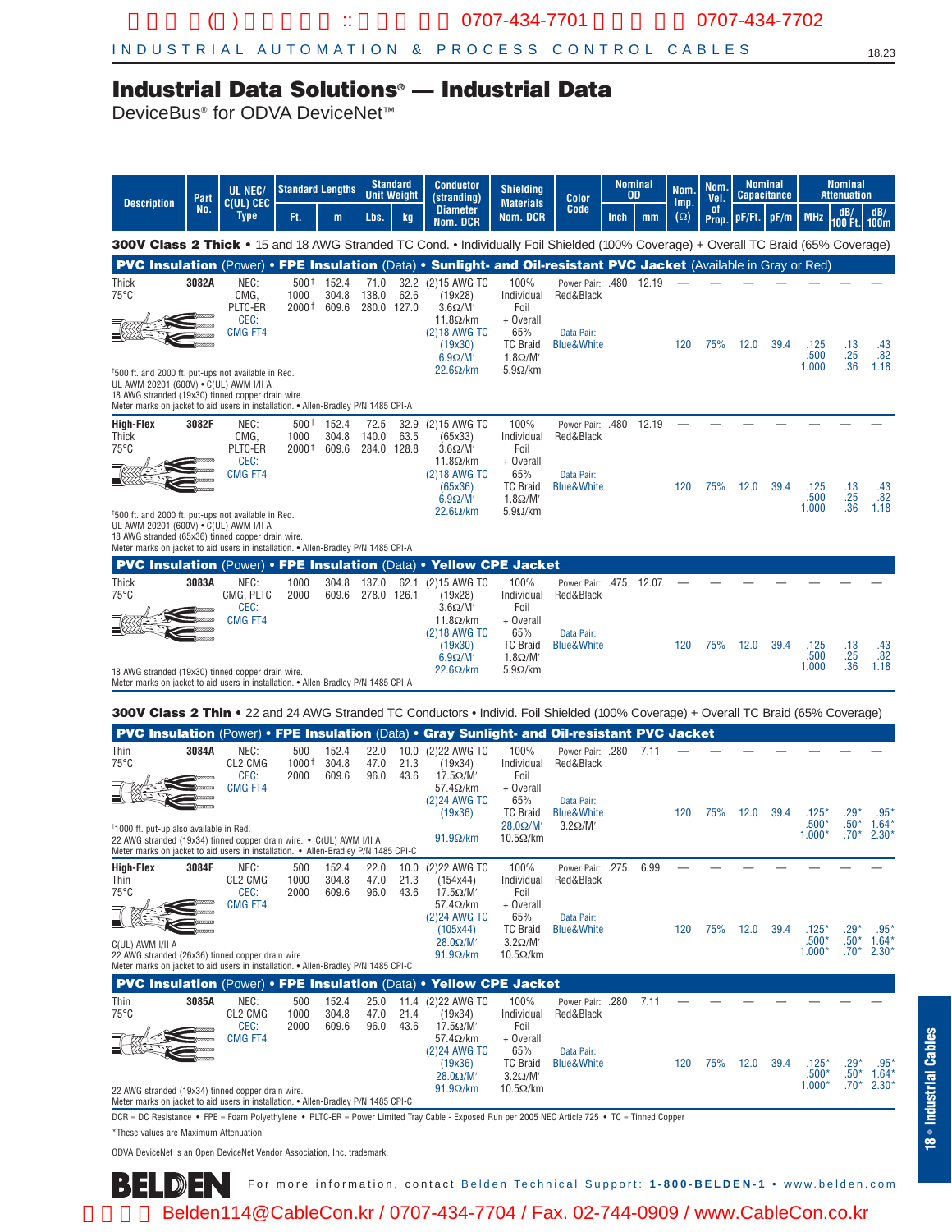# Industrial Data Solutions® — Industrial Data

DeviceBus® for ODVA DeviceNet™

| Description | Part No. | UL NEC/ C(UL) CEC Type | Standard Lengths Ft. | Standard Lengths m | Standard Unit Weight Lbs. | Standard Unit Weight kg | Conductor (stranding) Diameter Nom. DCR | Shielding Materials Nom. DCR | Color Code | Nominal OD Inch | Nominal OD mm | Nom. Imp. (Ω) | Nom. Vel. of Prop. | Nominal Capacitance pF/Ft. | Nominal Capacitance pF/m | Nominal Attenuation MHz | Nominal Attenuation dB/ 100 Ft. | Nominal Attenuation dB/ 100m |
|---|---|---|---|---|---|---|---|---|---|---|---|---|---|---|---|---|---|---|
| **300V Class 2 Thick** • 15 and 18 AWG Stranded TC Cond. • Individually Foil Shielded (100% Coverage) + Overall TC Braid (65% Coverage) | | | | | | | | | | | | | | | | | | |
| **PVC Insulation** (Power) • **FPE Insulation** (Data) • **Sunlight- and Oil-resistant PVC Jacket** (Available in Gray or Red) | | | | | | | | | | | | | | | | | | |
| Thick 75°C | 3082A | NEC: CMG, PLTC-ER CEC: CMG FT4 | 500† 1000 2000† | 152.4 304.8 609.6 | 71.0 138.0 280.0 | 32.2 62.6 127.0 | (2)15 AWG TC (19x28) 3.6Ω/M′ 11.8Ω/km (2)18 AWG TC (19x30) 6.9Ω/M′ 22.6Ω/km | 100% Individual Foil + Overall 65% TC Braid 1.8Ω/M′ 5.9Ω/km | Power Pair: Red&Black Data Pair: Blue&White | .480 | 12.19 | — 120 | — 75% | — 12.0 | — 39.4 | — .125 .500 1.000 | — .13 .25 .36 | — .43 .82 1.18 |
| †500 ft. and 2000 ft. put-ups not available in Red. UL AWM 20201 (600V) • C(UL) AWM I/II A. 18 AWG stranded (19x30) tinned copper drain wire. Meter marks on jacket to aid users in installation. • Allen-Bradley P/N 1485 CPI-A | | | | | | | | | | | | | | | | | | |
| High-Flex Thick 75°C | 3082F | NEC: CMG, PLTC-ER CEC: CMG FT4 | 500† 1000 2000† | 152.4 304.8 609.6 | 72.5 140.0 284.0 | 32.9 63.5 128.8 | (2)15 AWG TC (65x33) 3.6Ω/M′ 11.8Ω/km (2)18 AWG TC (65x36) 6.9Ω/M′ 22.6Ω/km | 100% Individual Foil + Overall 65% TC Braid 1.8Ω/M′ 5.9Ω/km | Power Pair: Red&Black Data Pair: Blue&White | .480 | 12.19 | — 120 | — 75% | — 12.0 | — 39.4 | — .125 .500 1.000 | — .13 .25 .36 | — .43 .82 1.18 |
| †500 ft. and 2000 ft. put-ups not available in Red. UL AWM 20201 (600V) • C(UL) AWM I/II A. 18 AWG stranded (65x36) tinned copper drain wire. Meter marks on jacket to aid users in installation. • Allen-Bradley P/N 1485 CPI-A | | | | | | | | | | | | | | | | | | |
| **PVC Insulation** (Power) • **FPE Insulation** (Data) • **Yellow CPE Jacket** | | | | | | | | | | | | | | | | | | |
| Thick 75°C | 3083A | NEC: CMG, PLTC CEC: CMG FT4 | 1000 2000 | 304.8 609.6 | 137.0 278.0 | 62.1 126.1 | (2)15 AWG TC (19x28) 3.6Ω/M′ 11.8Ω/km (2)18 AWG TC (19x30) 6.9Ω/M′ 22.6Ω/km | 100% Individual Foil + Overall 65% TC Braid 1.8Ω/M′ 5.9Ω/km | Power Pair: Red&Black Data Pair: Blue&White | .475 | 12.07 | — 120 | — 75% | — 12.0 | — 39.4 | — .125 .500 1.000 | — .13 .25 .36 | — .43 .82 1.18 |
| 18 AWG stranded (19x30) tinned copper drain wire. Meter marks on jacket to aid users in installation. • Allen-Bradley P/N 1485 CPI-A | | | | | | | | | | | | | | | | | | |
| **300V Class 2 Thin** • 22 and 24 AWG Stranded TC Conductors • Individ. Foil Shielded (100% Coverage) + Overall TC Braid (65% Coverage) | | | | | | | | | | | | | | | | | | |
| **PVC Insulation** (Power) • **FPE Insulation** (Data) • **Gray Sunlight- and Oil-resistant PVC Jacket** | | | | | | | | | | | | | | | | | | |
| Thin 75°C | 3084A | NEC: CL2 CMG CEC: CMG FT4 | 500 1000† 2000 | 152.4 304.8 609.6 | 22.0 47.0 96.0 | 10.0 21.3 43.6 | (2)22 AWG TC (19x34) 17.5Ω/M′ 57.4Ω/km (2)24 AWG TC (19x36) 28.0Ω/M′ 91.9Ω/km | 100% Individual Foil + Overall 65% TC Braid 3.2Ω/M′ 10.5Ω/km | Power Pair: Red&Black Data Pair: Blue&White | .280 | 7.11 | — 120 | — 75% | — 12.0 | — 39.4 | — .125* .500* 1.000* | — .29* .50* .70* | — .95* 1.64* 2.30* |
| †1000 ft. put-up also available in Red. 22 AWG stranded (19x34) tinned copper drain wire. • C(UL) AWM I/II A. Meter marks on jacket to aid users in installation. • Allen-Bradley P/N 1485 CPI-C | | | | | | | | | | | | | | | | | | |
| High-Flex Thin 75°C | 3084F | NEC: CL2 CMG CEC: CMG FT4 | 500 1000 2000 | 152.4 304.8 609.6 | 22.0 47.0 96.0 | 10.0 21.3 43.6 | (2)22 AWG TC (154x44) 17.5Ω/M′ 57.4Ω/km (2)24 AWG TC (105x44) 28.0Ω/M′ 91.9Ω/km | 100% Individual Foil + Overall 65% TC Braid 3.2Ω/M′ 10.5Ω/km | Power Pair: Red&Black Data Pair: Blue&White | .275 | 6.99 | — 120 | — 75% | — 12.0 | — 39.4 | — .125* .500* 1.000* | — .29* .50* .70* | — .95* 1.64* 2.30* |
| C(UL) AWM I/II A. 22 AWG stranded (26x36) tinned copper drain wire. Meter marks on jacket to aid users in installation. • Allen-Bradley P/N 1485 CPI-C | | | | | | | | | | | | | | | | | | |
| **PVC Insulation** (Power) • **FPE Insulation** (Data) • **Yellow CPE Jacket** | | | | | | | | | | | | | | | | | | |
| Thin 75°C | 3085A | NEC: CL2 CMG CEC: CMG FT4 | 500 1000 2000 | 152.4 304.8 609.6 | 25.0 47.0 96.0 | 11.4 21.4 43.6 | (2)22 AWG TC (19x34) 17.5Ω/M′ 57.4Ω/km (2)24 AWG TC (19x36) 28.0Ω/M′ 91.9Ω/km | 100% Individual Foil + Overall 65% TC Braid 3.2Ω/M′ 10.5Ω/km | Power Pair: Red&Black Data Pair: Blue&White | .280 | 7.11 | — 120 | — 75% | — 12.0 | — 39.4 | — .125* .500* 1.000* | — .29* .50* .70* | — .95* 1.64* 2.30* |
| 22 AWG stranded (19x34) tinned copper drain wire. Meter marks on jacket to aid users in installation. • Allen-Bradley P/N 1485 CPI-C | | | | | | | | | | | | | | | | | | |

DCR = DC Resistance • FPE = Foam Polyethylene • PLTC-ER = Power Limited Tray Cable - Exposed Run per 2005 NEC Article 725 • TC = Tinned Copper

*These values are Maximum Attenuation.

ODVA DeviceNet is an Open DeviceNet Vendor Association, Inc. trademark.

For more information, contact Belden Technical Support: **1-800-BELDEN-1** • www.belden.com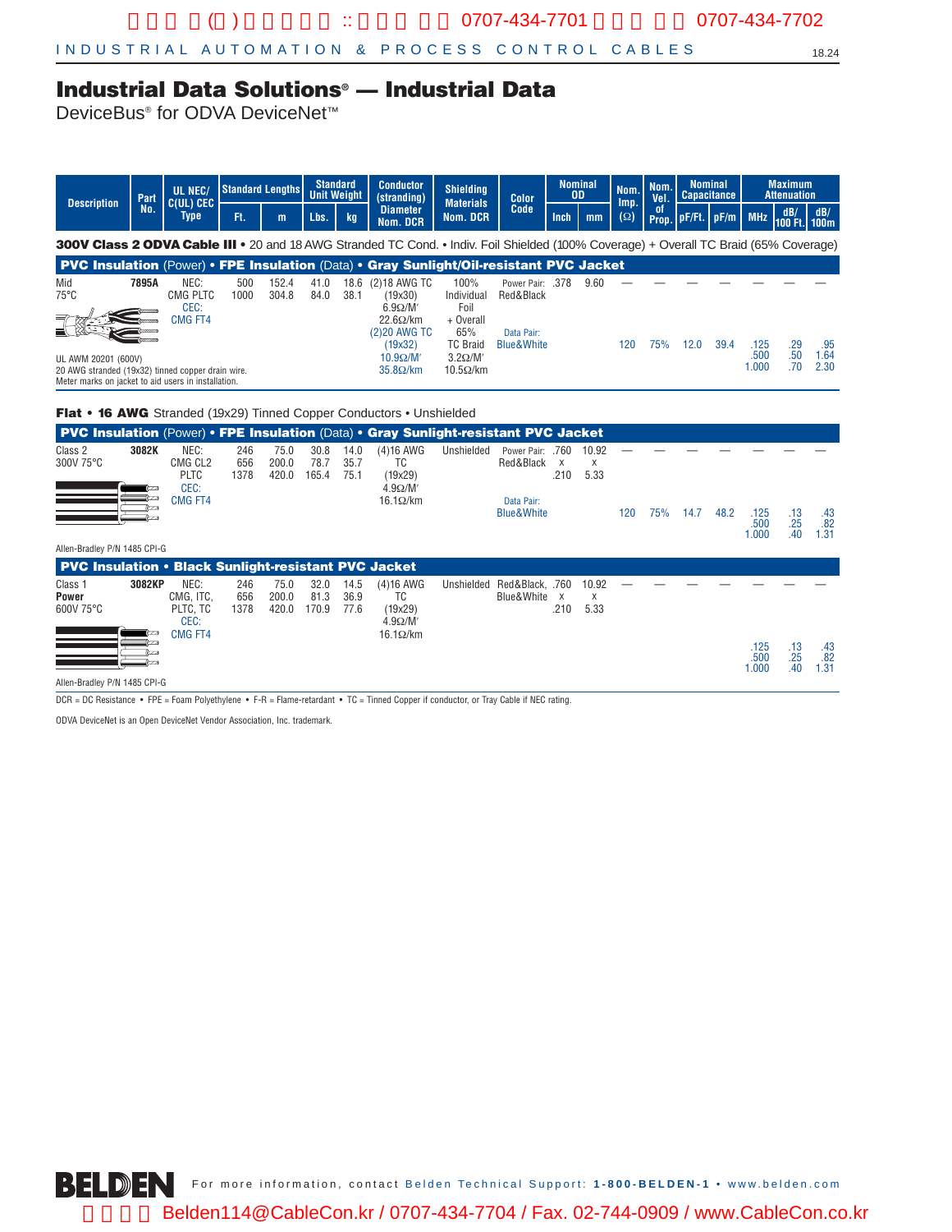# Industrial Data Solutions® — Industrial Data

DeviceBus® for ODVA DeviceNet™

| Description | Part No. | UL NEC/ C(UL) CEC Type | Standard Lengths Ft. | Standard Lengths m | Standard Unit Weight Lbs. | Standard Unit Weight kg | Conductor (stranding) Diameter Nom. DCR | Shielding Materials Nom. DCR | Color Code | Nominal OD Inch | Nominal OD mm | Nom. Imp. (Ω) | Nom. Vel. of Prop. | Nominal Capacitance pF/Ft. | Nominal Capacitance pF/m | Maximum Attenuation MHz | Maximum Attenuation dB/100 Ft. | Maximum Attenuation dB/100m |
|---|---|---|---|---|---|---|---|---|---|---|---|---|---|---|---|---|---|---|
| **300V Class 2 ODVA Cable III** • 20 and 18 AWG Stranded TC Cond. • Indiv. Foil Shielded (100% Coverage) + Overall TC Braid (65% Coverage) | | | | | | | | | | | | | | | | | | |
| **PVC Insulation** (Power) • **FPE Insulation** (Data) • **Gray Sunlight/Oil-resistant PVC Jacket** | | | | | | | | | | | | | | | | | | |
| Mid 75°C | 7895A | NEC: CMG PLTC CEC: CMG FT4 | 500 1000 | 152.4 304.8 | 41.0 84.0 | 18.6 38.1 | (2)18 AWG TC (19x30) 6.9Ω/M' 22.6Ω/km | 100% Individual Foil + Overall 65% TC Braid 3.2Ω/M' 10.5Ω/km | Power Pair: Red&Black | .378 | 9.60 | — | — | — | — | — | — | — |
| UL AWM 20201 (600V) 20 AWG stranded (19x32) tinned copper drain wire. Meter marks on jacket to aid users in installation. | | | | | | | (2)20 AWG TC (19x32) 10.9Ω/M' 35.8Ω/km | | Data Pair: Blue&White | | | 120 | 75% | 12.0 | 39.4 | .125 .500 1.000 | .29 .50 .70 | .95 1.64 2.30 |
| **Flat • 16 AWG** Stranded (19x29) Tinned Copper Conductors • Unshielded | | | | | | | | | | | | | | | | | | |
| **PVC Insulation** (Power) • **FPE Insulation** (Data) • **Gray Sunlight-resistant PVC Jacket** | | | | | | | | | | | | | | | | | | |
| Class 2 300V 75°C | 3082K | NEC: CMG CL2 PLTC CEC: CMG FT4 | 246 656 1378 | 75.0 200.0 420.0 | 30.8 78.7 165.4 | 14.0 35.7 75.1 | (4)16 AWG TC (19x29) 4.9Ω/M' 16.1Ω/km | Unshielded | Power Pair: Red&Black | .760 x .210 | 10.92 x 5.33 | — | — | — | — | — | — | — |
| Allen-Bradley P/N 1485 CPI-G | | | | | | | | | Data Pair: Blue&White | | | 120 | 75% | 14.7 | 48.2 | .125 .500 1.000 | .13 .25 .40 | .43 .82 1.31 |
| **PVC Insulation • Black Sunlight-resistant PVC Jacket** | | | | | | | | | | | | | | | | | | |
| Class 1 **Power** 600V 75°C | 3082KP | NEC: CMG, ITC, PLTC, TC CEC: CMG FT4 | 246 656 1378 | 75.0 200.0 420.0 | 32.0 81.3 170.9 | 14.5 36.9 77.6 | (4)16 AWG TC (19x29) 4.9Ω/M' 16.1Ω/km | Unshielded | Red&Black, Blue&White | .760 x .210 | 10.92 x 5.33 | — | — | — | — | — | — | — |
| Allen-Bradley P/N 1485 CPI-G | | | | | | | | | | | | | | | | .125 .500 1.000 | .13 .25 .40 | .43 .82 1.31 |

DCR = DC Resistance • FPE = Foam Polyethylene • F-R = Flame-retardant • TC = Tinned Copper if conductor, or Tray Cable if NEC rating.

ODVA DeviceNet is an Open DeviceNet Vendor Association, Inc. trademark.

For more information, contact Belden Technical Support: **1-800-BELDEN-1** • www.belden.com